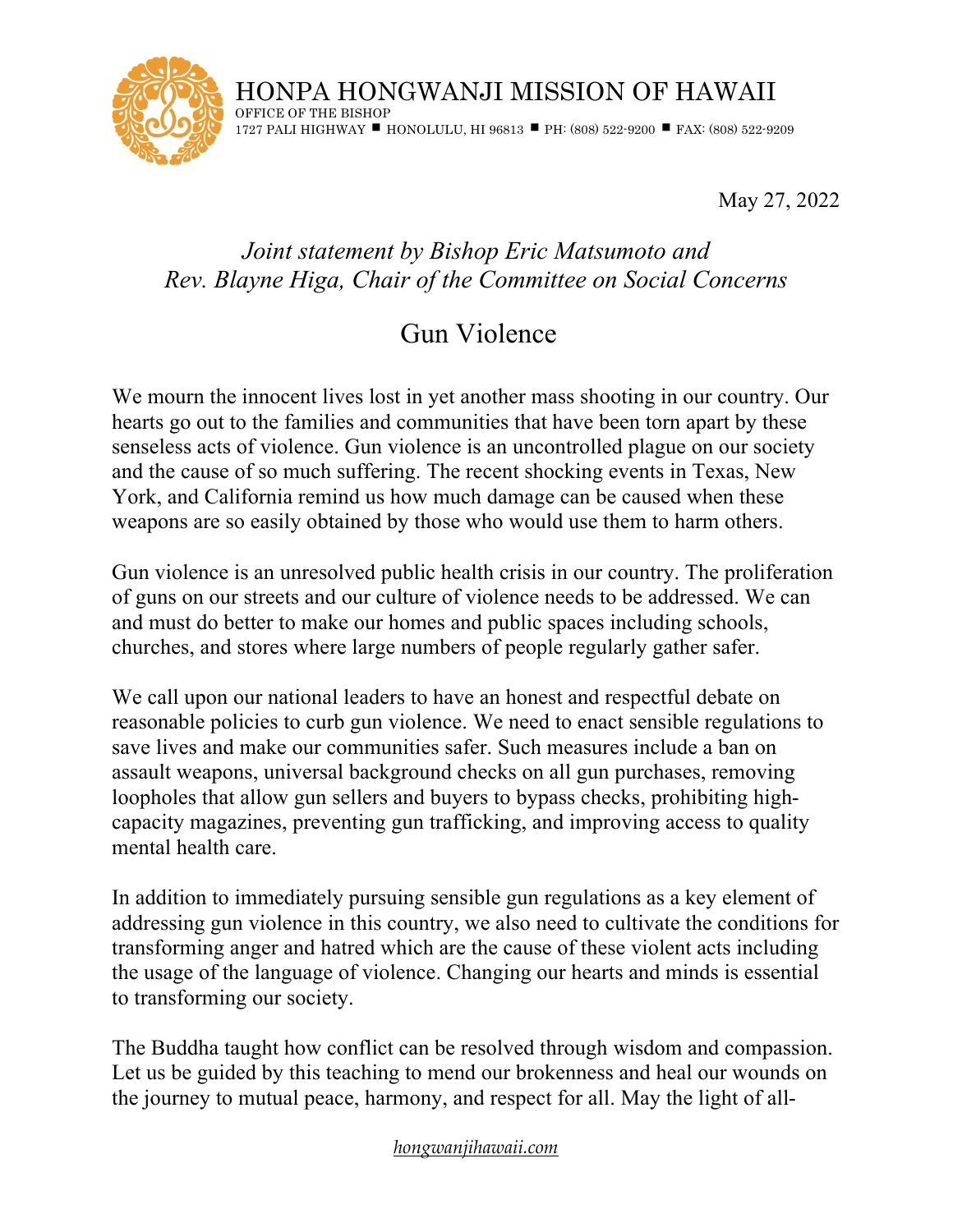# HONPA HONGWANJI MISSION OF HAWAII

OFFICE OF THE BISHOP
1727 PALI HIGHWAY ■ HONOLULU, HI 96813 ■ PH: (808) 522-9200 ■ FAX: (808) 522-9209

May 27, 2022

*Joint statement by Bishop Eric Matsumoto and Rev. Blayne Higa, Chair of the Committee on Social Concerns*

## Gun Violence

We mourn the innocent lives lost in yet another mass shooting in our country. Our hearts go out to the families and communities that have been torn apart by these senseless acts of violence. Gun violence is an uncontrolled plague on our society and the cause of so much suffering. The recent shocking events in Texas, New York, and California remind us how much damage can be caused when these weapons are so easily obtained by those who would use them to harm others.

Gun violence is an unresolved public health crisis in our country. The proliferation of guns on our streets and our culture of violence needs to be addressed. We can and must do better to make our homes and public spaces including schools, churches, and stores where large numbers of people regularly gather safer.

We call upon our national leaders to have an honest and respectful debate on reasonable policies to curb gun violence. We need to enact sensible regulations to save lives and make our communities safer. Such measures include a ban on assault weapons, universal background checks on all gun purchases, removing loopholes that allow gun sellers and buyers to bypass checks, prohibiting high-capacity magazines, preventing gun trafficking, and improving access to quality mental health care.

In addition to immediately pursuing sensible gun regulations as a key element of addressing gun violence in this country, we also need to cultivate the conditions for transforming anger and hatred which are the cause of these violent acts including the usage of the language of violence. Changing our hearts and minds is essential to transforming our society.

The Buddha taught how conflict can be resolved through wisdom and compassion. Let us be guided by this teaching to mend our brokenness and heal our wounds on the journey to mutual peace, harmony, and respect for all. May the light of all-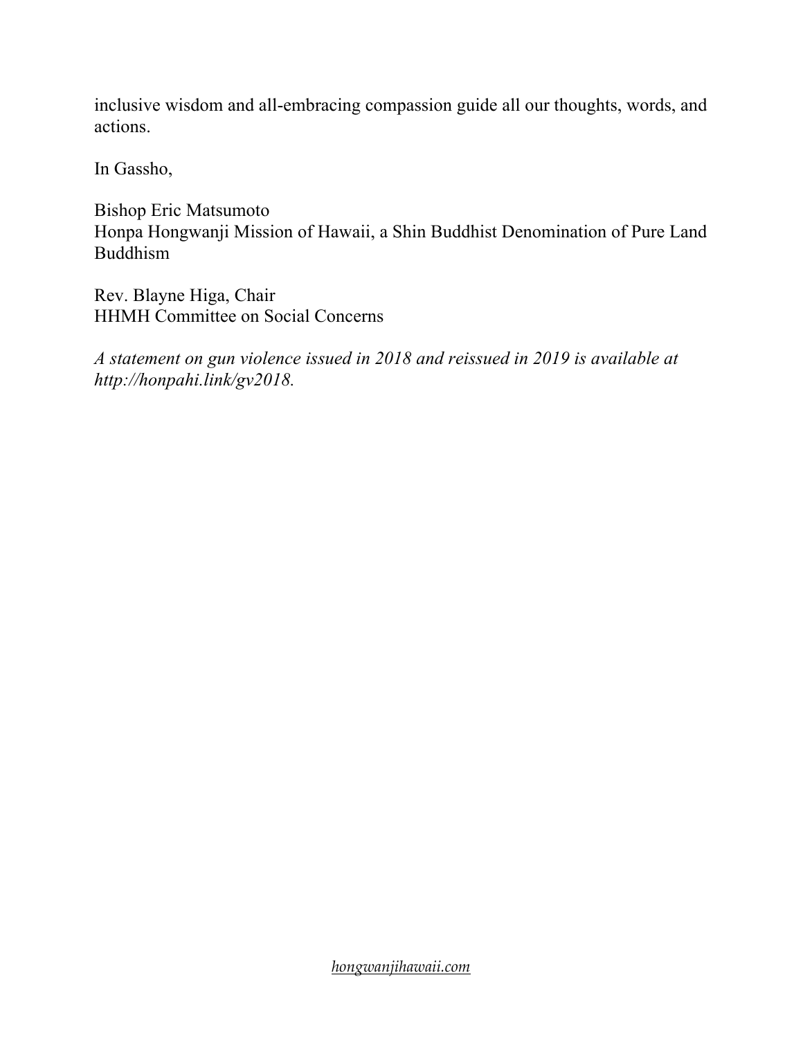inclusive wisdom and all-embracing compassion guide all our thoughts, words, and actions.

In Gassho,

Bishop Eric Matsumoto
Honpa Hongwanji Mission of Hawaii, a Shin Buddhist Denomination of Pure Land Buddhism

Rev. Blayne Higa, Chair
HHMH Committee on Social Concerns

*A statement on gun violence issued in 2018 and reissued in 2019 is available at http://honpahi.link/gv2018.*